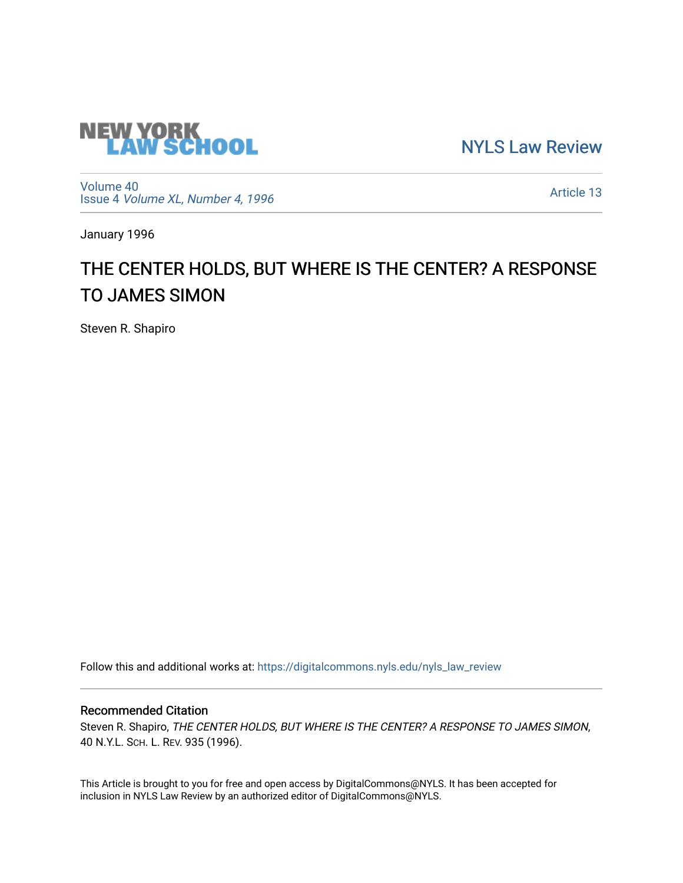NEW YORK LAW SCHOOL

NYLS Law Review

Volume 40
Issue 4 *Volume XL, Number 4, 1996*

Article 13

January 1996

# THE CENTER HOLDS, BUT WHERE IS THE CENTER? A RESPONSE TO JAMES SIMON

Steven R. Shapiro

Follow this and additional works at: https://digitalcommons.nyls.edu/nyls_law_review

## Recommended Citation

Steven R. Shapiro, *THE CENTER HOLDS, BUT WHERE IS THE CENTER? A RESPONSE TO JAMES SIMON*, 40 N.Y.L. Sch. L. Rev. 935 (1996).

This Article is brought to you for free and open access by DigitalCommons@NYLS. It has been accepted for inclusion in NYLS Law Review by an authorized editor of DigitalCommons@NYLS.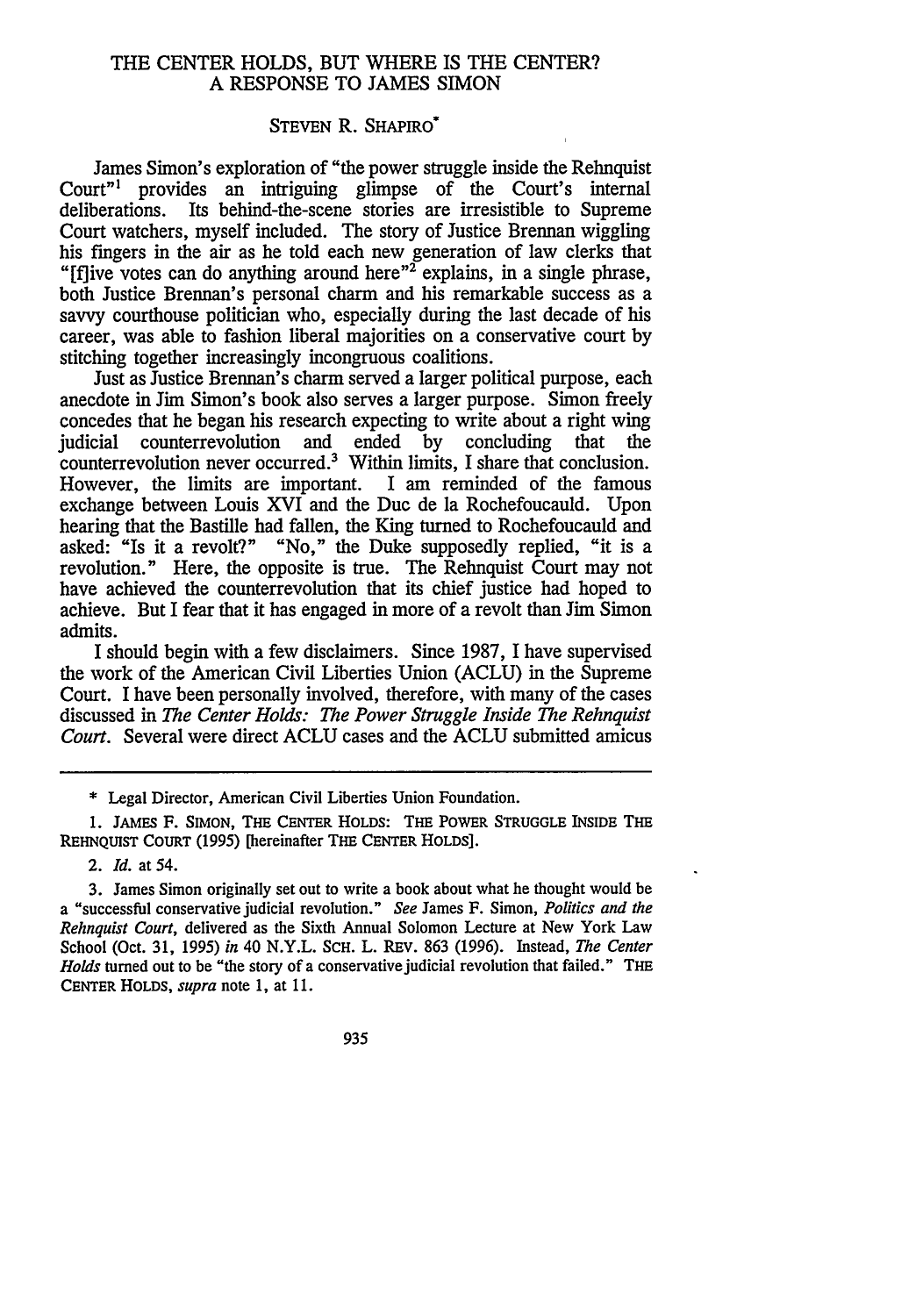# THE CENTER HOLDS, BUT WHERE IS THE CENTER? A RESPONSE TO JAMES SIMON

STEVEN R. SHAPIRO*

James Simon's exploration of "the power struggle inside the Rehnquist Court"[1] provides an intriguing glimpse of the Court's internal deliberations. Its behind-the-scene stories are irresistible to Supreme Court watchers, myself included. The story of Justice Brennan wiggling his fingers in the air as he told each new generation of law clerks that "[f]ive votes can do anything around here"[2] explains, in a single phrase, both Justice Brennan's personal charm and his remarkable success as a savvy courthouse politician who, especially during the last decade of his career, was able to fashion liberal majorities on a conservative court by stitching together increasingly incongruous coalitions.

Just as Justice Brennan's charm served a larger political purpose, each anecdote in Jim Simon's book also serves a larger purpose. Simon freely concedes that he began his research expecting to write about a right wing judicial counterrevolution and ended by concluding that the counterrevolution never occurred.[3] Within limits, I share that conclusion. However, the limits are important. I am reminded of the famous exchange between Louis XVI and the Duc de la Rochefoucauld. Upon hearing that the Bastille had fallen, the King turned to Rochefoucauld and asked: "Is it a revolt?" "No," the Duke supposedly replied, "it is a revolution." Here, the opposite is true. The Rehnquist Court may not have achieved the counterrevolution that its chief justice had hoped to achieve. But I fear that it has engaged in more of a revolt than Jim Simon admits.

I should begin with a few disclaimers. Since 1987, I have supervised the work of the American Civil Liberties Union (ACLU) in the Supreme Court. I have been personally involved, therefore, with many of the cases discussed in *The Center Holds: The Power Struggle Inside The Rehnquist Court*. Several were direct ACLU cases and the ACLU submitted amicus

---

\* Legal Director, American Civil Liberties Union Foundation.

1. JAMES F. SIMON, THE CENTER HOLDS: THE POWER STRUGGLE INSIDE THE REHNQUIST COURT (1995) [hereinafter THE CENTER HOLDS].

2. *Id.* at 54.

3. James Simon originally set out to write a book about what he thought would be a "successful conservative judicial revolution." *See* James F. Simon, *Politics and the Rehnquist Court*, delivered as the Sixth Annual Solomon Lecture at New York Law School (Oct. 31, 1995) *in* 40 N.Y.L. SCH. L. REV. 863 (1996). Instead, *The Center Holds* turned out to be "the story of a conservative judicial revolution that failed." THE CENTER HOLDS, *supra* note 1, at 11.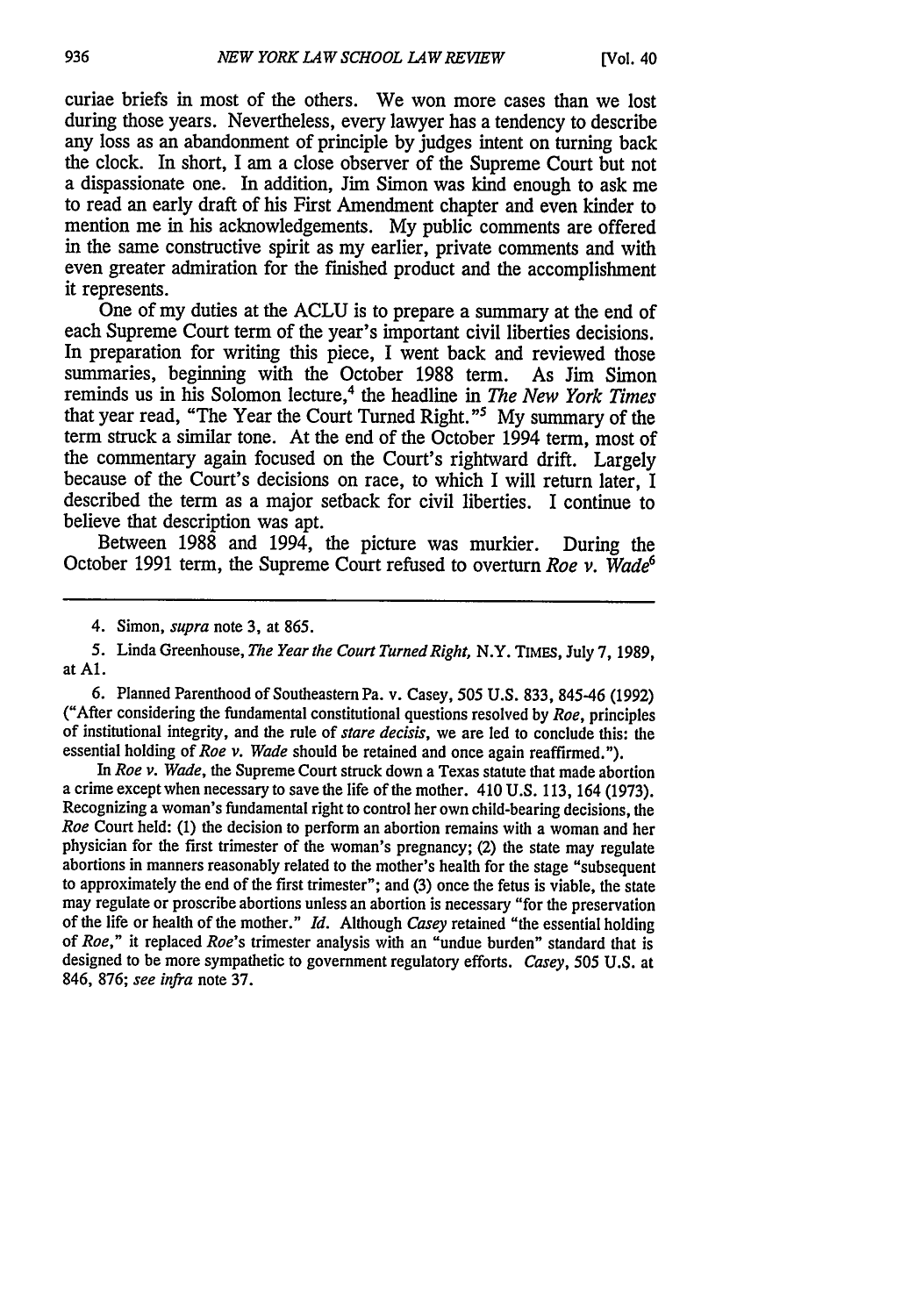curiae briefs in most of the others. We won more cases than we lost during those years. Nevertheless, every lawyer has a tendency to describe any loss as an abandonment of principle by judges intent on turning back the clock. In short, I am a close observer of the Supreme Court but not a dispassionate one. In addition, Jim Simon was kind enough to ask me to read an early draft of his First Amendment chapter and even kinder to mention me in his acknowledgements. My public comments are offered in the same constructive spirit as my earlier, private comments and with even greater admiration for the finished product and the accomplishment it represents.

One of my duties at the ACLU is to prepare a summary at the end of each Supreme Court term of the year's important civil liberties decisions. In preparation for writing this piece, I went back and reviewed those summaries, beginning with the October 1988 term. As Jim Simon reminds us in his Solomon lecture,[4] the headline in *The New York Times* that year read, "The Year the Court Turned Right."[5] My summary of the term struck a similar tone. At the end of the October 1994 term, most of the commentary again focused on the Court's rightward drift. Largely because of the Court's decisions on race, to which I will return later, I described the term as a major setback for civil liberties. I continue to believe that description was apt.

Between 1988 and 1994, the picture was murkier. During the October 1991 term, the Supreme Court refused to overturn *Roe v. Wade*[6]

---

4. Simon, *supra* note 3, at 865.

5. Linda Greenhouse, *The Year the Court Turned Right*, N.Y. TIMES, July 7, 1989, at A1.

6. Planned Parenthood of Southeastern Pa. v. Casey, 505 U.S. 833, 845-46 (1992) ("After considering the fundamental constitutional questions resolved by *Roe*, principles of institutional integrity, and the rule of *stare decisis*, we are led to conclude this: the essential holding of *Roe v. Wade* should be retained and once again reaffirmed.").

In *Roe v. Wade*, the Supreme Court struck down a Texas statute that made abortion a crime except when necessary to save the life of the mother. 410 U.S. 113, 164 (1973). Recognizing a woman's fundamental right to control her own child-bearing decisions, the *Roe* Court held: (1) the decision to perform an abortion remains with a woman and her physician for the first trimester of the woman's pregnancy; (2) the state may regulate abortions in manners reasonably related to the mother's health for the stage "subsequent to approximately the end of the first trimester"; and (3) once the fetus is viable, the state may regulate or proscribe abortions unless an abortion is necessary "for the preservation of the life or health of the mother." *Id.* Although *Casey* retained "the essential holding of *Roe*," it replaced *Roe*'s trimester analysis with an "undue burden" standard that is designed to be more sympathetic to government regulatory efforts. *Casey*, 505 U.S. at 846, 876; *see infra* note 37.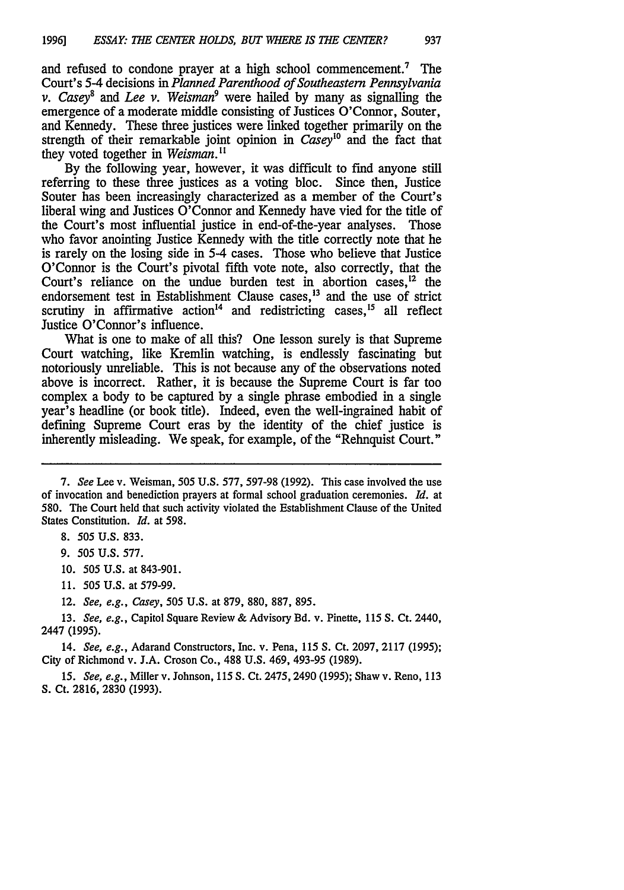and refused to condone prayer at a high school commencement.[7] The Court's 5-4 decisions in *Planned Parenthood of Southeastern Pennsylvania v. Casey*[8] and *Lee v. Weisman*[9] were hailed by many as signalling the emergence of a moderate middle consisting of Justices O'Connor, Souter, and Kennedy. These three justices were linked together primarily on the strength of their remarkable joint opinion in *Casey*[10] and the fact that they voted together in *Weisman*.[11]

By the following year, however, it was difficult to find anyone still referring to these three justices as a voting bloc. Since then, Justice Souter has been increasingly characterized as a member of the Court's liberal wing and Justices O'Connor and Kennedy have vied for the title of the Court's most influential justice in end-of-the-year analyses. Those who favor anointing Justice Kennedy with the title correctly note that he is rarely on the losing side in 5-4 cases. Those who believe that Justice O'Connor is the Court's pivotal fifth vote note, also correctly, that the Court's reliance on the undue burden test in abortion cases,[12] the endorsement test in Establishment Clause cases,[13] and the use of strict scrutiny in affirmative action[14] and redistricting cases,[15] all reflect Justice O'Connor's influence.

What is one to make of all this? One lesson surely is that Supreme Court watching, like Kremlin watching, is endlessly fascinating but notoriously unreliable. This is not because any of the observations noted above is incorrect. Rather, it is because the Supreme Court is far too complex a body to be captured by a single phrase embodied in a single year's headline (or book title). Indeed, even the well-ingrained habit of defining Supreme Court eras by the identity of the chief justice is inherently misleading. We speak, for example, of the "Rehnquist Court."

---

7. *See* Lee v. Weisman, 505 U.S. 577, 597-98 (1992). This case involved the use of invocation and benediction prayers at formal school graduation ceremonies. *Id.* at 580. The Court held that such activity violated the Establishment Clause of the United States Constitution. *Id.* at 598.

8. 505 U.S. 833.

9. 505 U.S. 577.

10. 505 U.S. at 843-901.

11. 505 U.S. at 579-99.

12. *See, e.g.*, *Casey*, 505 U.S. at 879, 880, 887, 895.

13. *See, e.g.*, Capitol Square Review & Advisory Bd. v. Pinette, 115 S. Ct. 2440, 2447 (1995).

14. *See, e.g.*, Adarand Constructors, Inc. v. Pena, 115 S. Ct. 2097, 2117 (1995); City of Richmond v. J.A. Croson Co., 488 U.S. 469, 493-95 (1989).

15. *See, e.g.*, Miller v. Johnson, 115 S. Ct. 2475, 2490 (1995); Shaw v. Reno, 113 S. Ct. 2816, 2830 (1993).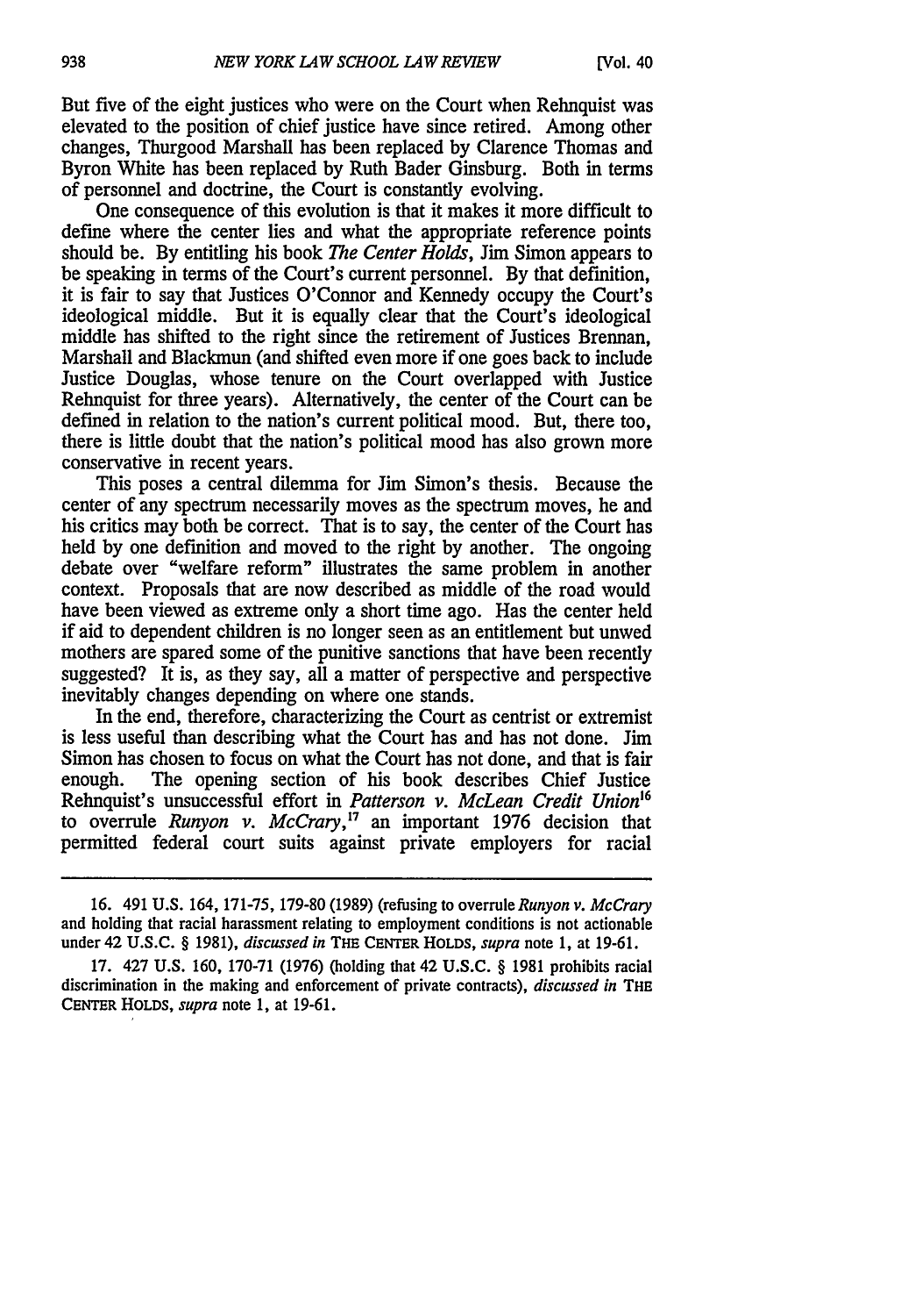But five of the eight justices who were on the Court when Rehnquist was elevated to the position of chief justice have since retired. Among other changes, Thurgood Marshall has been replaced by Clarence Thomas and Byron White has been replaced by Ruth Bader Ginsburg. Both in terms of personnel and doctrine, the Court is constantly evolving.

One consequence of this evolution is that it makes it more difficult to define where the center lies and what the appropriate reference points should be. By entitling his book *The Center Holds*, Jim Simon appears to be speaking in terms of the Court's current personnel. By that definition, it is fair to say that Justices O'Connor and Kennedy occupy the Court's ideological middle. But it is equally clear that the Court's ideological middle has shifted to the right since the retirement of Justices Brennan, Marshall and Blackmun (and shifted even more if one goes back to include Justice Douglas, whose tenure on the Court overlapped with Justice Rehnquist for three years). Alternatively, the center of the Court can be defined in relation to the nation's current political mood. But, there too, there is little doubt that the nation's political mood has also grown more conservative in recent years.

This poses a central dilemma for Jim Simon's thesis. Because the center of any spectrum necessarily moves as the spectrum moves, he and his critics may both be correct. That is to say, the center of the Court has held by one definition and moved to the right by another. The ongoing debate over "welfare reform" illustrates the same problem in another context. Proposals that are now described as middle of the road would have been viewed as extreme only a short time ago. Has the center held if aid to dependent children is no longer seen as an entitlement but unwed mothers are spared some of the punitive sanctions that have been recently suggested? It is, as they say, all a matter of perspective and perspective inevitably changes depending on where one stands.

In the end, therefore, characterizing the Court as centrist or extremist is less useful than describing what the Court has and has not done. Jim Simon has chosen to focus on what the Court has not done, and that is fair enough. The opening section of his book describes Chief Justice Rehnquist's unsuccessful effort in *Patterson v. McLean Credit Union*[16] to overrule *Runyon v. McCrary*,[17] an important 1976 decision that permitted federal court suits against private employers for racial

---

16. 491 U.S. 164, 171-75, 179-80 (1989) (refusing to overrule *Runyon v. McCrary* and holding that racial harassment relating to employment conditions is not actionable under 42 U.S.C. § 1981), *discussed in* THE CENTER HOLDS, *supra* note 1, at 19-61.

17. 427 U.S. 160, 170-71 (1976) (holding that 42 U.S.C. § 1981 prohibits racial discrimination in the making and enforcement of private contracts), *discussed in* THE CENTER HOLDS, *supra* note 1, at 19-61.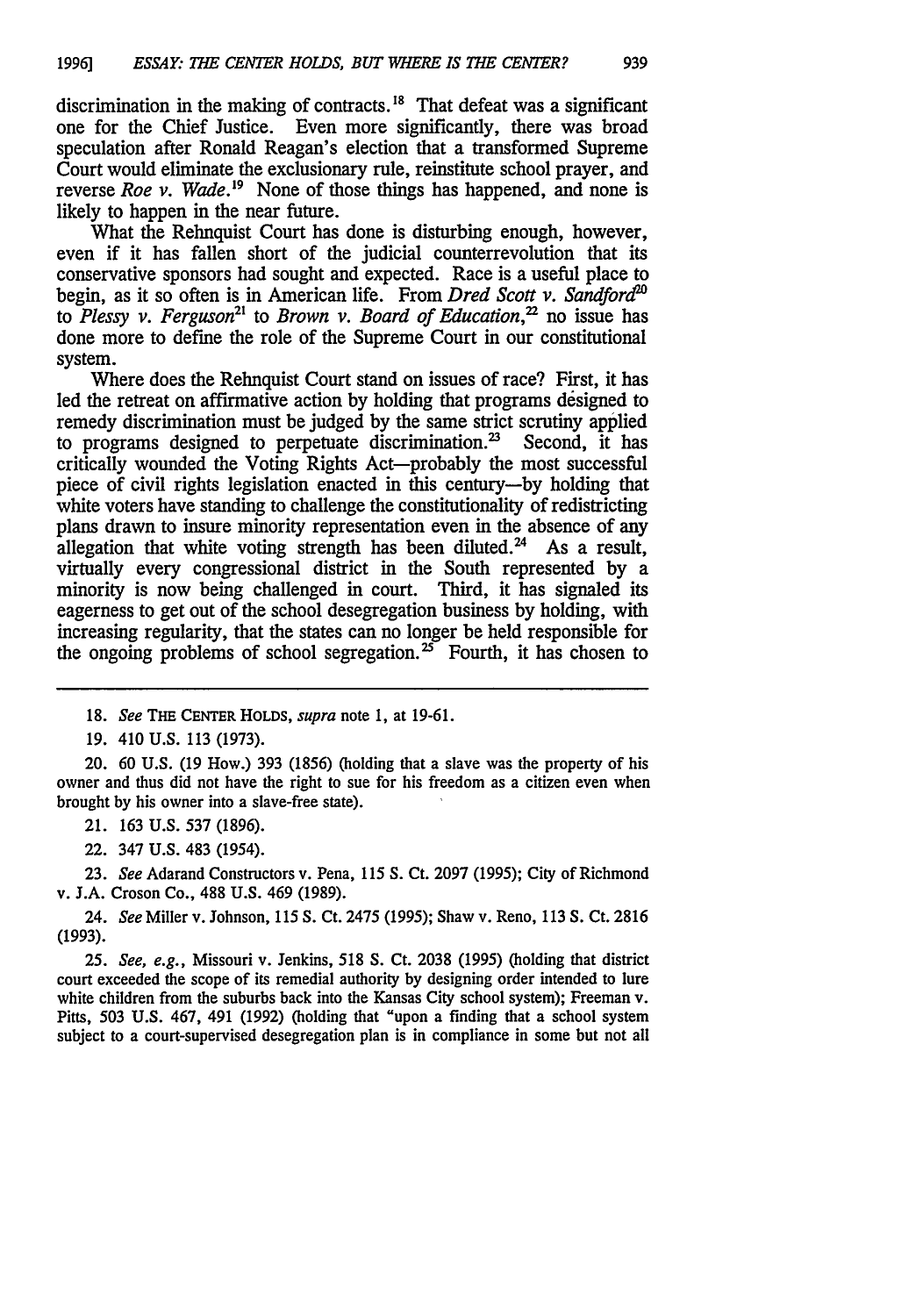discrimination in the making of contracts.[18] That defeat was a significant one for the Chief Justice. Even more significantly, there was broad speculation after Ronald Reagan's election that a transformed Supreme Court would eliminate the exclusionary rule, reinstitute school prayer, and reverse *Roe v. Wade*.[19] None of those things has happened, and none is likely to happen in the near future.

What the Rehnquist Court has done is disturbing enough, however, even if it has fallen short of the judicial counterrevolution that its conservative sponsors had sought and expected. Race is a useful place to begin, as it so often is in American life. From *Dred Scott v. Sandford*[20] to *Plessy v. Ferguson*[21] to *Brown v. Board of Education*,[22] no issue has done more to define the role of the Supreme Court in our constitutional system.

Where does the Rehnquist Court stand on issues of race? First, it has led the retreat on affirmative action by holding that programs designed to remedy discrimination must be judged by the same strict scrutiny applied to programs designed to perpetuate discrimination.[23] Second, it has critically wounded the Voting Rights Act—probably the most successful piece of civil rights legislation enacted in this century—by holding that white voters have standing to challenge the constitutionality of redistricting plans drawn to insure minority representation even in the absence of any allegation that white voting strength has been diluted.[24] As a result, virtually every congressional district in the South represented by a minority is now being challenged in court. Third, it has signaled its eagerness to get out of the school desegregation business by holding, with increasing regularity, that the states can no longer be held responsible for the ongoing problems of school segregation.[25] Fourth, it has chosen to

---

18. *See* THE CENTER HOLDS, *supra* note 1, at 19-61.

19. 410 U.S. 113 (1973).

20. 60 U.S. (19 How.) 393 (1856) (holding that a slave was the property of his owner and thus did not have the right to sue for his freedom as a citizen even when brought by his owner into a slave-free state).

21. 163 U.S. 537 (1896).

22. 347 U.S. 483 (1954).

23. *See* Adarand Constructors v. Pena, 115 S. Ct. 2097 (1995); City of Richmond v. J.A. Croson Co., 488 U.S. 469 (1989).

24. *See* Miller v. Johnson, 115 S. Ct. 2475 (1995); Shaw v. Reno, 113 S. Ct. 2816 (1993).

25. *See, e.g.*, Missouri v. Jenkins, 518 S. Ct. 2038 (1995) (holding that district court exceeded the scope of its remedial authority by designing order intended to lure white children from the suburbs back into the Kansas City school system); Freeman v. Pitts, 503 U.S. 467, 491 (1992) (holding that "upon a finding that a school system subject to a court-supervised desegregation plan is in compliance in some but not all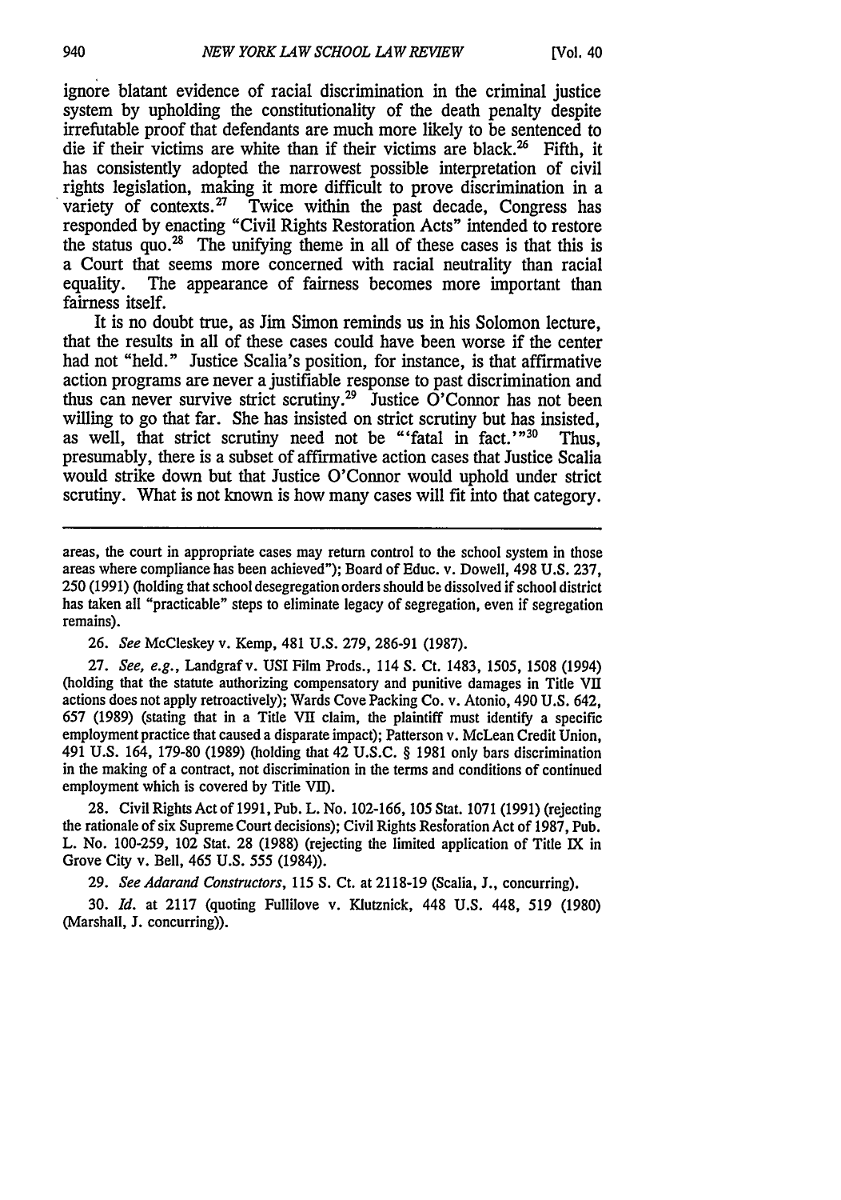ignore blatant evidence of racial discrimination in the criminal justice system by upholding the constitutionality of the death penalty despite irrefutable proof that defendants are much more likely to be sentenced to die if their victims are white than if their victims are black.[26] Fifth, it has consistently adopted the narrowest possible interpretation of civil rights legislation, making it more difficult to prove discrimination in a variety of contexts.[27] Twice within the past decade, Congress has responded by enacting "Civil Rights Restoration Acts" intended to restore the status quo.[28] The unifying theme in all of these cases is that this is a Court that seems more concerned with racial neutrality than racial equality. The appearance of fairness becomes more important than fairness itself.

It is no doubt true, as Jim Simon reminds us in his Solomon lecture, that the results in all of these cases could have been worse if the center had not "held." Justice Scalia's position, for instance, is that affirmative action programs are never a justifiable response to past discrimination and thus can never survive strict scrutiny.[29] Justice O'Connor has not been willing to go that far. She has insisted on strict scrutiny but has insisted, as well, that strict scrutiny need not be "'fatal in fact.'"[30] Thus, presumably, there is a subset of affirmative action cases that Justice Scalia would strike down but that Justice O'Connor would uphold under strict scrutiny. What is not known is how many cases will fit into that category.

---

areas, the court in appropriate cases may return control to the school system in those areas where compliance has been achieved"); Board of Educ. v. Dowell, 498 U.S. 237, 250 (1991) (holding that school desegregation orders should be dissolved if school district has taken all "practicable" steps to eliminate legacy of segregation, even if segregation remains).

26. *See* McCleskey v. Kemp, 481 U.S. 279, 286-91 (1987).

27. *See, e.g.*, Landgraf v. USI Film Prods., 114 S. Ct. 1483, 1505, 1508 (1994) (holding that the statute authorizing compensatory and punitive damages in Title VII actions does not apply retroactively); Wards Cove Packing Co. v. Atonio, 490 U.S. 642, 657 (1989) (stating that in a Title VII claim, the plaintiff must identify a specific employment practice that caused a disparate impact); Patterson v. McLean Credit Union, 491 U.S. 164, 179-80 (1989) (holding that 42 U.S.C. § 1981 only bars discrimination in the making of a contract, not discrimination in the terms and conditions of continued employment which is covered by Title VII).

28. Civil Rights Act of 1991, Pub. L. No. 102-166, 105 Stat. 1071 (1991) (rejecting the rationale of six Supreme Court decisions); Civil Rights Restoration Act of 1987, Pub. L. No. 100-259, 102 Stat. 28 (1988) (rejecting the limited application of Title IX in Grove City v. Bell, 465 U.S. 555 (1984)).

29. *See Adarand Constructors*, 115 S. Ct. at 2118-19 (Scalia, J., concurring).

30. *Id.* at 2117 (quoting Fullilove v. Klutznick, 448 U.S. 448, 519 (1980) (Marshall, J. concurring)).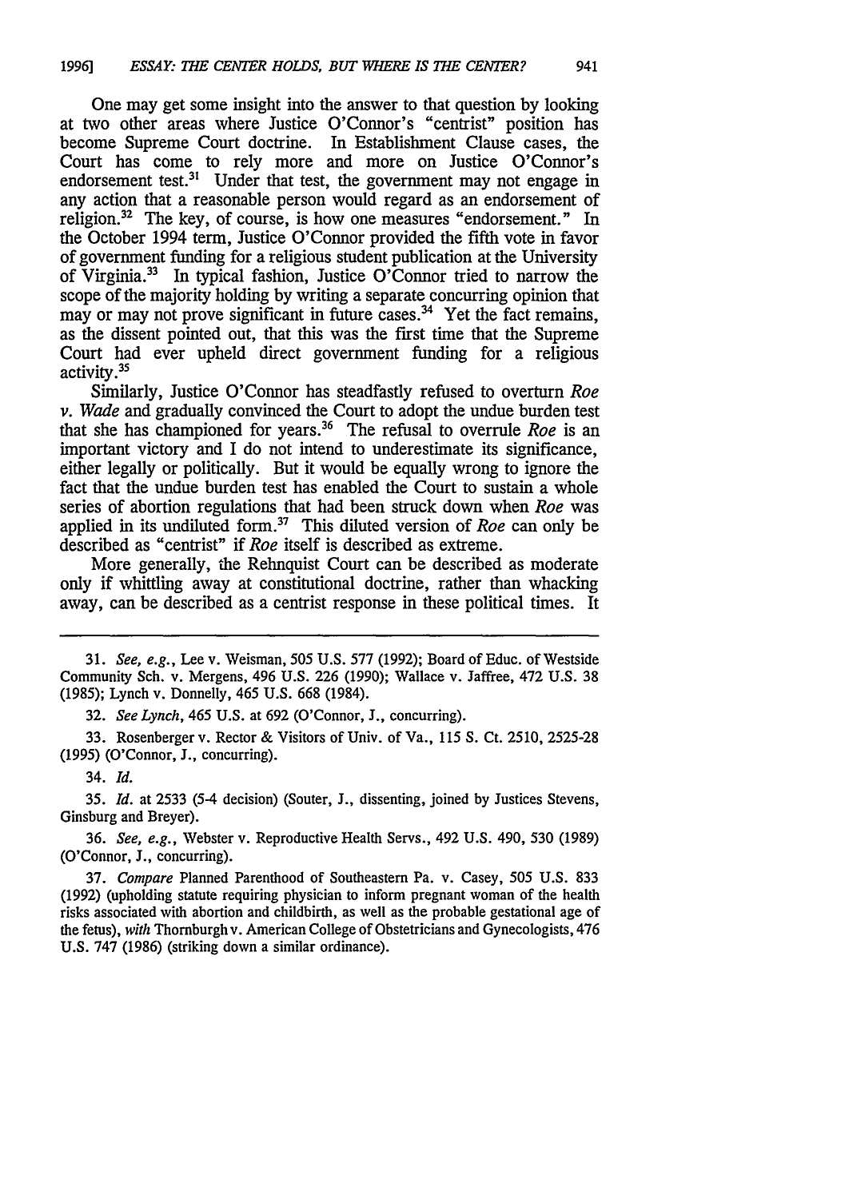One may get some insight into the answer to that question by looking at two other areas where Justice O'Connor's "centrist" position has become Supreme Court doctrine. In Establishment Clause cases, the Court has come to rely more and more on Justice O'Connor's endorsement test.[31] Under that test, the government may not engage in any action that a reasonable person would regard as an endorsement of religion.[32] The key, of course, is how one measures "endorsement." In the October 1994 term, Justice O'Connor provided the fifth vote in favor of government funding for a religious student publication at the University of Virginia.[33] In typical fashion, Justice O'Connor tried to narrow the scope of the majority holding by writing a separate concurring opinion that may or may not prove significant in future cases.[34] Yet the fact remains, as the dissent pointed out, that this was the first time that the Supreme Court had ever upheld direct government funding for a religious activity.[35]

Similarly, Justice O'Connor has steadfastly refused to overturn *Roe v. Wade* and gradually convinced the Court to adopt the undue burden test that she has championed for years.[36] The refusal to overrule *Roe* is an important victory and I do not intend to underestimate its significance, either legally or politically. But it would be equally wrong to ignore the fact that the undue burden test has enabled the Court to sustain a whole series of abortion regulations that had been struck down when *Roe* was applied in its undiluted form.[37] This diluted version of *Roe* can only be described as "centrist" if *Roe* itself is described as extreme.

More generally, the Rehnquist Court can be described as moderate only if whittling away at constitutional doctrine, rather than whacking away, can be described as a centrist response in these political times. It

---

31. *See, e.g.*, Lee v. Weisman, 505 U.S. 577 (1992); Board of Educ. of Westside Community Sch. v. Mergens, 496 U.S. 226 (1990); Wallace v. Jaffree, 472 U.S. 38 (1985); Lynch v. Donnelly, 465 U.S. 668 (1984).

32. *See Lynch*, 465 U.S. at 692 (O'Connor, J., concurring).

33. Rosenberger v. Rector & Visitors of Univ. of Va., 115 S. Ct. 2510, 2525-28 (1995) (O'Connor, J., concurring).

34. *Id.*

35. *Id.* at 2533 (5-4 decision) (Souter, J., dissenting, joined by Justices Stevens, Ginsburg and Breyer).

36. *See, e.g.*, Webster v. Reproductive Health Servs., 492 U.S. 490, 530 (1989) (O'Connor, J., concurring).

37. *Compare* Planned Parenthood of Southeastern Pa. v. Casey, 505 U.S. 833 (1992) (upholding statute requiring physician to inform pregnant woman of the health risks associated with abortion and childbirth, as well as the probable gestational age of the fetus), *with* Thornburgh v. American College of Obstetricians and Gynecologists, 476 U.S. 747 (1986) (striking down a similar ordinance).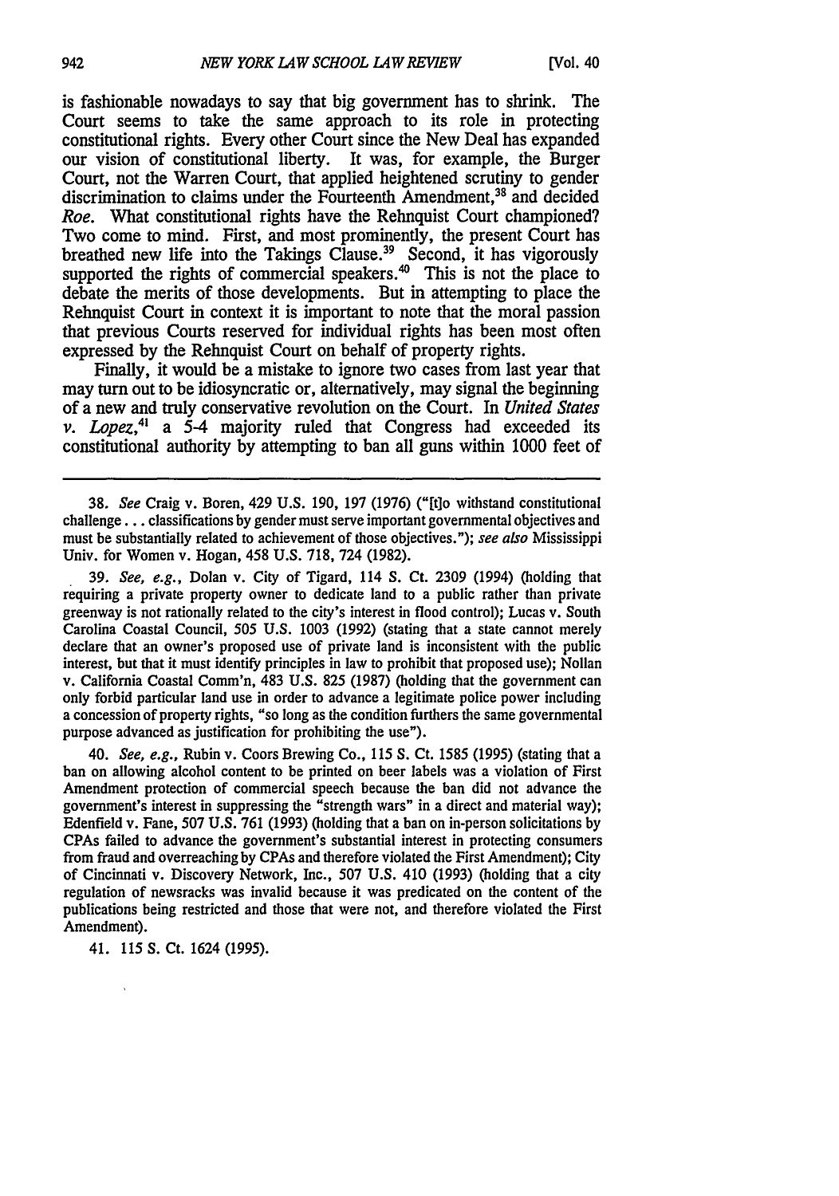is fashionable nowadays to say that big government has to shrink. The Court seems to take the same approach to its role in protecting constitutional rights. Every other Court since the New Deal has expanded our vision of constitutional liberty. It was, for example, the Burger Court, not the Warren Court, that applied heightened scrutiny to gender discrimination to claims under the Fourteenth Amendment,[38] and decided *Roe*. What constitutional rights have the Rehnquist Court championed? Two come to mind. First, and most prominently, the present Court has breathed new life into the Takings Clause.[39] Second, it has vigorously supported the rights of commercial speakers.[40] This is not the place to debate the merits of those developments. But in attempting to place the Rehnquist Court in context it is important to note that the moral passion that previous Courts reserved for individual rights has been most often expressed by the Rehnquist Court on behalf of property rights.

Finally, it would be a mistake to ignore two cases from last year that may turn out to be idiosyncratic or, alternatively, may signal the beginning of a new and truly conservative revolution on the Court. In *United States v. Lopez*,[41] a 5-4 majority ruled that Congress had exceeded its constitutional authority by attempting to ban all guns within 1000 feet of

---

38. *See* Craig v. Boren, 429 U.S. 190, 197 (1976) ("[t]o withstand constitutional challenge . . . classifications by gender must serve important governmental objectives and must be substantially related to achievement of those objectives."); *see also* Mississippi Univ. for Women v. Hogan, 458 U.S. 718, 724 (1982).

39. *See, e.g.*, Dolan v. City of Tigard, 114 S. Ct. 2309 (1994) (holding that requiring a private property owner to dedicate land to a public rather than private greenway is not rationally related to the city's interest in flood control); Lucas v. South Carolina Coastal Council, 505 U.S. 1003 (1992) (stating that a state cannot merely declare that an owner's proposed use of private land is inconsistent with the public interest, but that it must identify principles in law to prohibit that proposed use); Nollan v. California Coastal Comm'n, 483 U.S. 825 (1987) (holding that the government can only forbid particular land use in order to advance a legitimate police power including a concession of property rights, "so long as the condition furthers the same governmental purpose advanced as justification for prohibiting the use").

40. *See, e.g.*, Rubin v. Coors Brewing Co., 115 S. Ct. 1585 (1995) (stating that a ban on allowing alcohol content to be printed on beer labels was a violation of First Amendment protection of commercial speech because the ban did not advance the government's interest in suppressing the "strength wars" in a direct and material way); Edenfield v. Fane, 507 U.S. 761 (1993) (holding that a ban on in-person solicitations by CPAs failed to advance the government's substantial interest in protecting consumers from fraud and overreaching by CPAs and therefore violated the First Amendment); City of Cincinnati v. Discovery Network, Inc., 507 U.S. 410 (1993) (holding that a city regulation of newsracks was invalid because it was predicated on the content of the publications being restricted and those that were not, and therefore violated the First Amendment).

41. 115 S. Ct. 1624 (1995).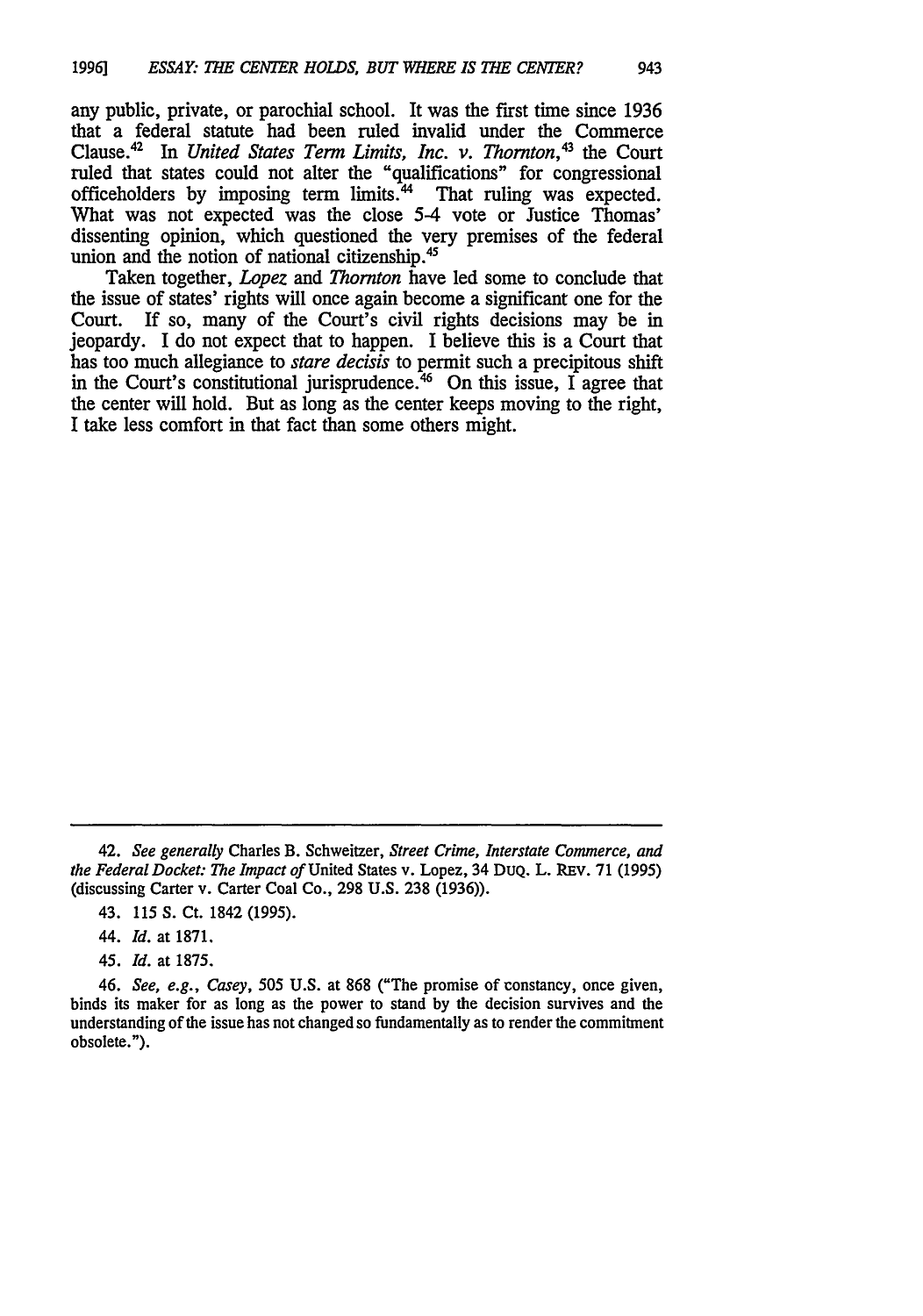any public, private, or parochial school. It was the first time since 1936 that a federal statute had been ruled invalid under the Commerce Clause.[42] In *United States Term Limits, Inc. v. Thornton*,[43] the Court ruled that states could not alter the "qualifications" for congressional officeholders by imposing term limits.[44] That ruling was expected. What was not expected was the close 5-4 vote or Justice Thomas' dissenting opinion, which questioned the very premises of the federal union and the notion of national citizenship.[45]

Taken together, *Lopez* and *Thornton* have led some to conclude that the issue of states' rights will once again become a significant one for the Court. If so, many of the Court's civil rights decisions may be in jeopardy. I do not expect that to happen. I believe this is a Court that has too much allegiance to *stare decisis* to permit such a precipitous shift in the Court's constitutional jurisprudence.[46] On this issue, I agree that the center will hold. But as long as the center keeps moving to the right, I take less comfort in that fact than some others might.

---

42. *See generally* Charles B. Schweitzer, *Street Crime, Interstate Commerce, and the Federal Docket: The Impact of* United States v. Lopez, 34 DUQ. L. REV. 71 (1995) (discussing Carter v. Carter Coal Co., 298 U.S. 238 (1936)).

43. 115 S. Ct. 1842 (1995).

44. *Id.* at 1871.

45. *Id.* at 1875.

46. *See, e.g., Casey*, 505 U.S. at 868 ("The promise of constancy, once given, binds its maker for as long as the power to stand by the decision survives and the understanding of the issue has not changed so fundamentally as to render the commitment obsolete.").